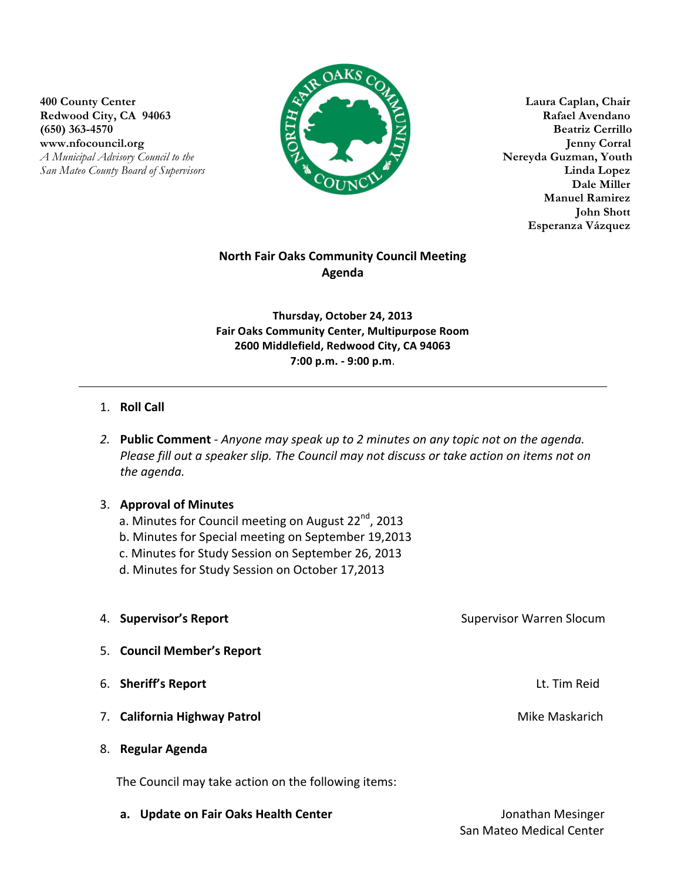400 County Center
Redwood City, CA 94063
(650) 363-4570
www.nfocouncil.org
*A Municipal Advisory Council to the San Mateo County Board of Supervisors*

NORTH FAIR OAKS COMMUNITY COUNCIL

Laura Caplan, Chair
Rafael Avendano
Beatriz Cerrillo
Jenny Corral
Nereyda Guzman, Youth
Linda Lopez
Dale Miller
Manuel Ramirez
John Shott
Esperanza Vázquez

## North Fair Oaks Community Council Meeting Agenda

**Thursday, October 24, 2013**
**Fair Oaks Community Center, Multipurpose Room**
**2600 Middlefield, Redwood City, CA 94063**
**7:00 p.m. - 9:00 p.m.**

---

1. **Roll Call**

2. **Public Comment** - *Anyone may speak up to 2 minutes on any topic not on the agenda. Please fill out a speaker slip. The Council may not discuss or take action on items not on the agenda.*

3. **Approval of Minutes**
   a. Minutes for Council meeting on August 22nd, 2013
   b. Minutes for Special meeting on September 19,2013
   c. Minutes for Study Session on September 26, 2013
   d. Minutes for Study Session on October 17,2013

4. **Supervisor's Report** — Supervisor Warren Slocum

5. **Council Member's Report**

6. **Sheriff's Report** — Lt. Tim Reid

7. **California Highway Patrol** — Mike Maskarich

8. **Regular Agenda**

   The Council may take action on the following items:

   **a. Update on Fair Oaks Health Center** — Jonathan Mesinger, San Mateo Medical Center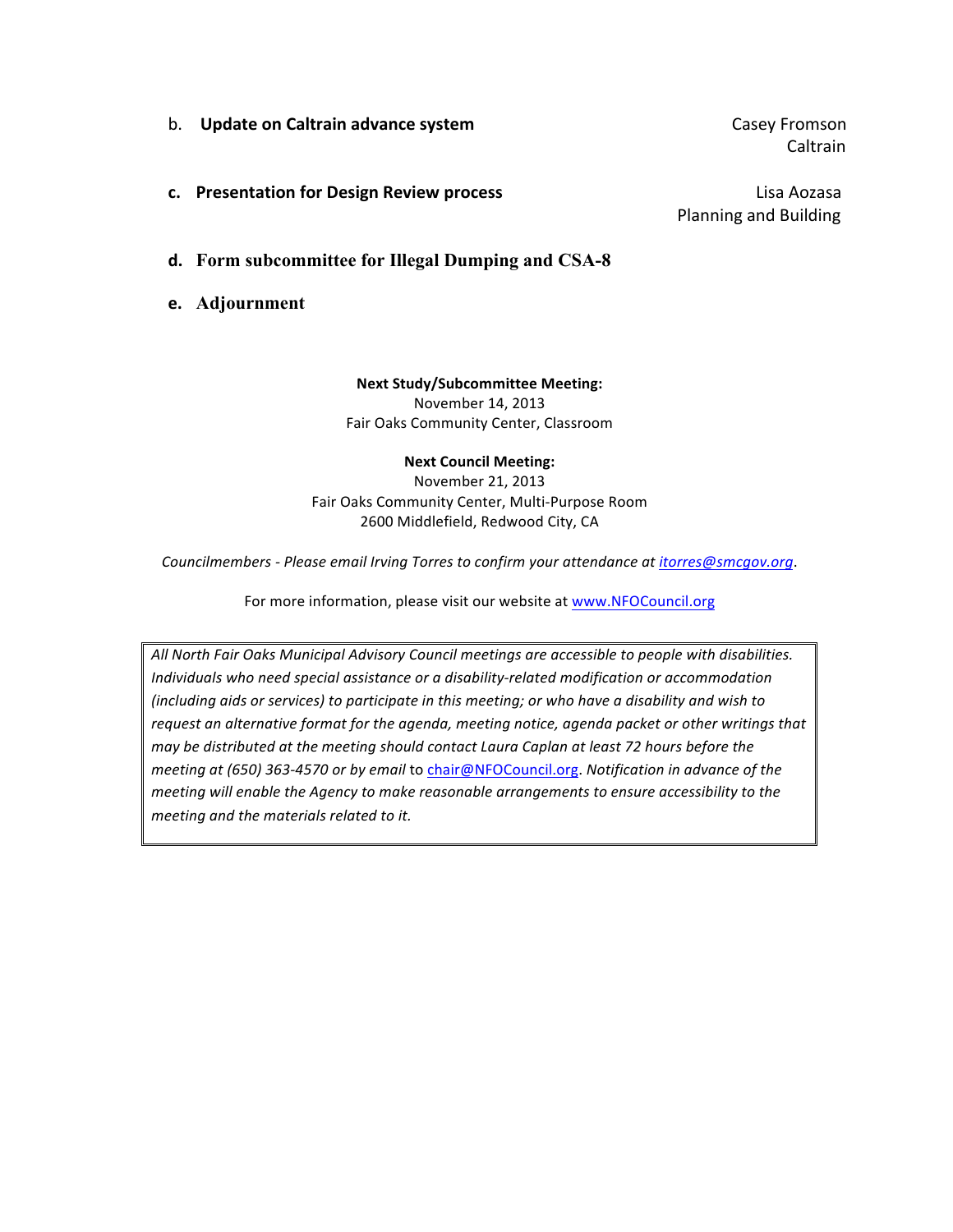b. **Update on Caltrain advance system** — Casey Fromson, Caltrain

c. **Presentation for Design Review process** — Lisa Aozasa, Planning and Building

d. **Form subcommittee for Illegal Dumping and CSA-8**

e. **Adjournment**

**Next Study/Subcommittee Meeting:**
November 14, 2013
Fair Oaks Community Center, Classroom

**Next Council Meeting:**
November 21, 2013
Fair Oaks Community Center, Multi-Purpose Room
2600 Middlefield, Redwood City, CA

*Councilmembers - Please email Irving Torres to confirm your attendance at itorres@smcgov.org.*

For more information, please visit our website at www.NFOCouncil.org

*All North Fair Oaks Municipal Advisory Council meetings are accessible to people with disabilities. Individuals who need special assistance or a disability-related modification or accommodation (including aids or services) to participate in this meeting; or who have a disability and wish to request an alternative format for the agenda, meeting notice, agenda packet or other writings that may be distributed at the meeting should contact Laura Caplan at least 72 hours before the meeting at (650) 363-4570 or by email* to chair@NFOCouncil.org. *Notification in advance of the meeting will enable the Agency to make reasonable arrangements to ensure accessibility to the meeting and the materials related to it.*